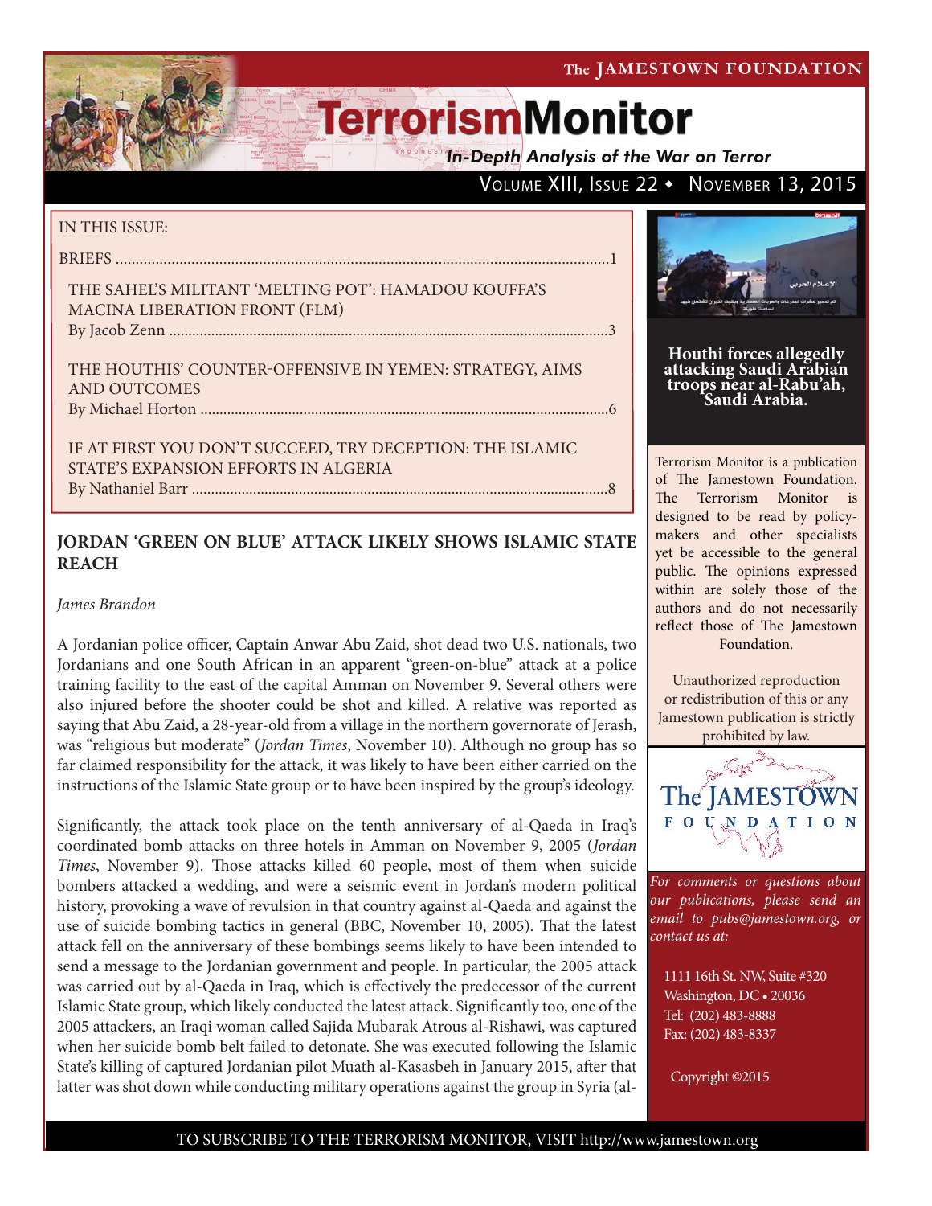The JAMESTOWN FOUNDATION

# TerrorismMonitor

*In-Depth Analysis of the War on Terror*

Volume XIII, Issue 22 • November 13, 2015

IN THIS ISSUE:

BRIEFS ....................................................................................................................1

THE SAHEL'S MILITANT 'MELTING POT': HAMADOU KOUFFA'S MACINA LIBERATION FRONT (FLM)
By Jacob Zenn ....................................................................................................3

THE HOUTHIS' COUNTER-OFFENSIVE IN YEMEN: STRATEGY, AIMS AND OUTCOMES
By Michael Horton .............................................................................................6

IF AT FIRST YOU DON'T SUCCEED, TRY DECEPTION: THE ISLAMIC STATE'S EXPANSION EFFORTS IN ALGERIA
By Nathaniel Barr ...............................................................................................8

**Houthi forces allegedly attacking Saudi Arabian troops near al-Rabu'ah, Saudi Arabia.**

Terrorism Monitor is a publication of The Jamestown Foundation. The Terrorism Monitor is designed to be read by policy-makers and other specialists yet be accessible to the general public. The opinions expressed within are solely those of the authors and do not necessarily reflect those of The Jamestown Foundation.

Unauthorized reproduction or redistribution of this or any Jamestown publication is strictly prohibited by law.

*For comments or questions about our publications, please send an email to pubs@jamestown.org, or contact us at:*

1111 16th St. NW, Suite #320
Washington, DC • 20036
Tel: (202) 483-8888
Fax: (202) 483-8337

Copyright ©2015

## JORDAN 'GREEN ON BLUE' ATTACK LIKELY SHOWS ISLAMIC STATE REACH

*James Brandon*

A Jordanian police officer, Captain Anwar Abu Zaid, shot dead two U.S. nationals, two Jordanians and one South African in an apparent "green-on-blue" attack at a police training facility to the east of the capital Amman on November 9. Several others were also injured before the shooter could be shot and killed. A relative was reported as saying that Abu Zaid, a 28-year-old from a village in the northern governorate of Jerash, was "religious but moderate" (*Jordan Times*, November 10). Although no group has so far claimed responsibility for the attack, it was likely to have been either carried on the instructions of the Islamic State group or to have been inspired by the group's ideology.

Significantly, the attack took place on the tenth anniversary of al-Qaeda in Iraq's coordinated bomb attacks on three hotels in Amman on November 9, 2005 (*Jordan Times*, November 9). Those attacks killed 60 people, most of them when suicide bombers attacked a wedding, and were a seismic event in Jordan's modern political history, provoking a wave of revulsion in that country against al-Qaeda and against the use of suicide bombing tactics in general (BBC, November 10, 2005). That the latest attack fell on the anniversary of these bombings seems likely to have been intended to send a message to the Jordanian government and people. In particular, the 2005 attack was carried out by al-Qaeda in Iraq, which is effectively the predecessor of the current Islamic State group, which likely conducted the latest attack. Significantly too, one of the 2005 attackers, an Iraqi woman called Sajida Mubarak Atrous al-Rishawi, was captured when her suicide bomb belt failed to detonate. She was executed following the Islamic State's killing of captured Jordanian pilot Muath al-Kasasbeh in January 2015, after that latter was shot down while conducting military operations against the group in Syria (al-

TO SUBSCRIBE TO THE TERRORISM MONITOR, VISIT http://www.jamestown.org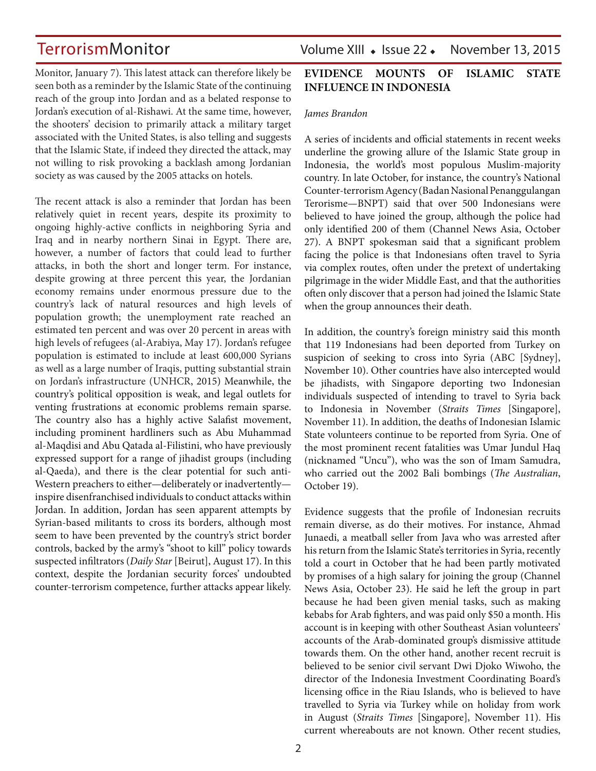Monitor, January 7). This latest attack can therefore likely be seen both as a reminder by the Islamic State of the continuing reach of the group into Jordan and as a belated response to Jordan's execution of al-Rishawi. At the same time, however, the shooters' decision to primarily attack a military target associated with the United States, is also telling and suggests that the Islamic State, if indeed they directed the attack, may not willing to risk provoking a backlash among Jordanian society as was caused by the 2005 attacks on hotels.

The recent attack is also a reminder that Jordan has been relatively quiet in recent years, despite its proximity to ongoing highly-active conflicts in neighboring Syria and Iraq and in nearby northern Sinai in Egypt. There are, however, a number of factors that could lead to further attacks, in both the short and longer term. For instance, despite growing at three percent this year, the Jordanian economy remains under enormous pressure due to the country's lack of natural resources and high levels of population growth; the unemployment rate reached an estimated ten percent and was over 20 percent in areas with high levels of refugees (al-Arabiya, May 17). Jordan's refugee population is estimated to include at least 600,000 Syrians as well as a large number of Iraqis, putting substantial strain on Jordan's infrastructure (UNHCR, 2015) Meanwhile, the country's political opposition is weak, and legal outlets for venting frustrations at economic problems remain sparse. The country also has a highly active Salafist movement, including prominent hardliners such as Abu Muhammad al-Maqdisi and Abu Qatada al-Filistini, who have previously expressed support for a range of jihadist groups (including al-Qaeda), and there is the clear potential for such anti-Western preachers to either—deliberately or inadvertently—inspire disenfranchised individuals to conduct attacks within Jordan. In addition, Jordan has seen apparent attempts by Syrian-based militants to cross its borders, although most seem to have been prevented by the country's strict border controls, backed by the army's "shoot to kill" policy towards suspected infiltrators (*Daily Star* [Beirut], August 17). In this context, despite the Jordanian security forces' undoubted counter-terrorism competence, further attacks appear likely.

## EVIDENCE MOUNTS OF ISLAMIC STATE INFLUENCE IN INDONESIA

*James Brandon*

A series of incidents and official statements in recent weeks underline the growing allure of the Islamic State group in Indonesia, the world's most populous Muslim-majority country. In late October, for instance, the country's National Counter-terrorism Agency (Badan Nasional Penanggulangan Terorisme—BNPT) said that over 500 Indonesians were believed to have joined the group, although the police had only identified 200 of them (Channel News Asia, October 27). A BNPT spokesman said that a significant problem facing the police is that Indonesians often travel to Syria via complex routes, often under the pretext of undertaking pilgrimage in the wider Middle East, and that the authorities often only discover that a person had joined the Islamic State when the group announces their death.

In addition, the country's foreign ministry said this month that 119 Indonesians had been deported from Turkey on suspicion of seeking to cross into Syria (ABC [Sydney], November 10). Other countries have also intercepted would be jihadists, with Singapore deporting two Indonesian individuals suspected of intending to travel to Syria back to Indonesia in November (*Straits Times* [Singapore], November 11). In addition, the deaths of Indonesian Islamic State volunteers continue to be reported from Syria. One of the most prominent recent fatalities was Umar Jundul Haq (nicknamed "Uncu"), who was the son of Imam Samudra, who carried out the 2002 Bali bombings (*The Australian*, October 19).

Evidence suggests that the profile of Indonesian recruits remain diverse, as do their motives. For instance, Ahmad Junaedi, a meatball seller from Java who was arrested after his return from the Islamic State's territories in Syria, recently told a court in October that he had been partly motivated by promises of a high salary for joining the group (Channel News Asia, October 23). He said he left the group in part because he had been given menial tasks, such as making kebabs for Arab fighters, and was paid only $50 a month. His account is in keeping with other Southeast Asian volunteers' accounts of the Arab-dominated group's dismissive attitude towards them. On the other hand, another recent recruit is believed to be senior civil servant Dwi Djoko Wiwoho, the director of the Indonesia Investment Coordinating Board's licensing office in the Riau Islands, who is believed to have travelled to Syria via Turkey while on holiday from work in August (*Straits Times* [Singapore], November 11). His current whereabouts are not known. Other recent studies,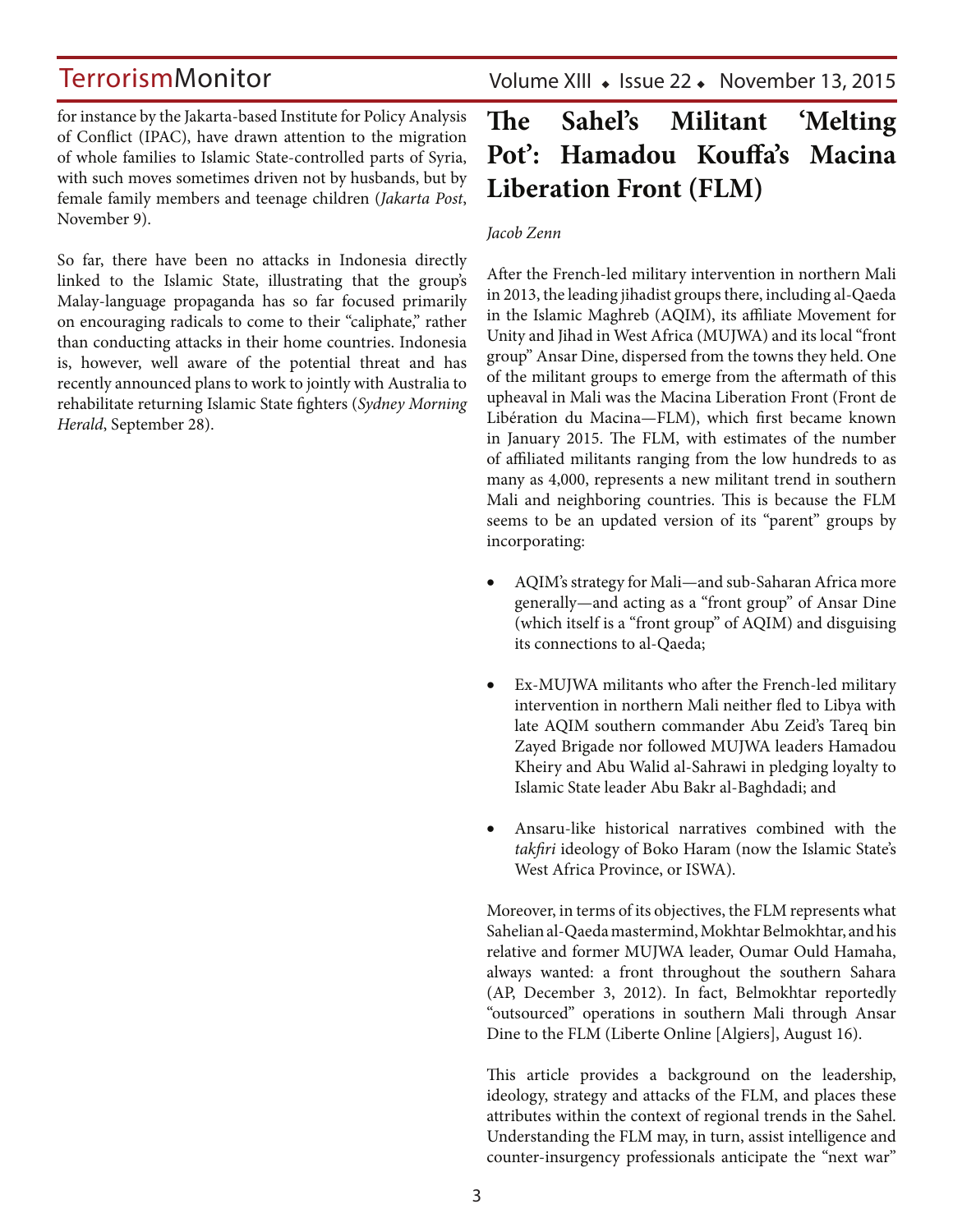for instance by the Jakarta-based Institute for Policy Analysis of Conflict (IPAC), have drawn attention to the migration of whole families to Islamic State-controlled parts of Syria, with such moves sometimes driven not by husbands, but by female family members and teenage children (*Jakarta Post*, November 9).

So far, there have been no attacks in Indonesia directly linked to the Islamic State, illustrating that the group's Malay-language propaganda has so far focused primarily on encouraging radicals to come to their "caliphate," rather than conducting attacks in their home countries. Indonesia is, however, well aware of the potential threat and has recently announced plans to work to jointly with Australia to rehabilitate returning Islamic State fighters (*Sydney Morning Herald*, September 28).

# The Sahel's Militant 'Melting Pot': Hamadou Kouffa's Macina Liberation Front (FLM)

*Jacob Zenn*

After the French-led military intervention in northern Mali in 2013, the leading jihadist groups there, including al-Qaeda in the Islamic Maghreb (AQIM), its affiliate Movement for Unity and Jihad in West Africa (MUJWA) and its local "front group" Ansar Dine, dispersed from the towns they held. One of the militant groups to emerge from the aftermath of this upheaval in Mali was the Macina Liberation Front (Front de Libération du Macina—FLM), which first became known in January 2015. The FLM, with estimates of the number of affiliated militants ranging from the low hundreds to as many as 4,000, represents a new militant trend in southern Mali and neighboring countries. This is because the FLM seems to be an updated version of its "parent" groups by incorporating:

- AQIM's strategy for Mali—and sub-Saharan Africa more generally—and acting as a "front group" of Ansar Dine (which itself is a "front group" of AQIM) and disguising its connections to al-Qaeda;

- Ex-MUJWA militants who after the French-led military intervention in northern Mali neither fled to Libya with late AQIM southern commander Abu Zeid's Tareq bin Zayed Brigade nor followed MUJWA leaders Hamadou Kheiry and Abu Walid al-Sahrawi in pledging loyalty to Islamic State leader Abu Bakr al-Baghdadi; and

- Ansaru-like historical narratives combined with the *takfiri* ideology of Boko Haram (now the Islamic State's West Africa Province, or ISWA).

Moreover, in terms of its objectives, the FLM represents what Sahelian al-Qaeda mastermind, Mokhtar Belmokhtar, and his relative and former MUJWA leader, Oumar Ould Hamaha, always wanted: a front throughout the southern Sahara (AP, December 3, 2012). In fact, Belmokhtar reportedly "outsourced" operations in southern Mali through Ansar Dine to the FLM (Liberte Online [Algiers], August 16).

This article provides a background on the leadership, ideology, strategy and attacks of the FLM, and places these attributes within the context of regional trends in the Sahel. Understanding the FLM may, in turn, assist intelligence and counter-insurgency professionals anticipate the "next war"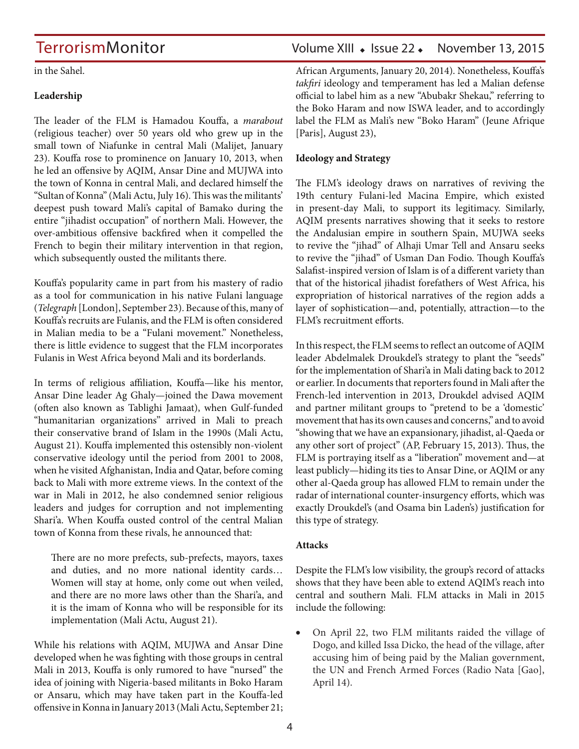in the Sahel.

**Leadership**

The leader of the FLM is Hamadou Kouffa, a *marabout* (religious teacher) over 50 years old who grew up in the small town of Niafunke in central Mali (Malijet, January 23). Kouffa rose to prominence on January 10, 2013, when he led an offensive by AQIM, Ansar Dine and MUJWA into the town of Konna in central Mali, and declared himself the "Sultan of Konna" (Mali Actu, July 16). This was the militants' deepest push toward Mali's capital of Bamako during the entire "jihadist occupation" of northern Mali. However, the over-ambitious offensive backfired when it compelled the French to begin their military intervention in that region, which subsequently ousted the militants there.

Kouffa's popularity came in part from his mastery of radio as a tool for communication in his native Fulani language (*Telegraph* [London], September 23). Because of this, many of Kouffa's recruits are Fulanis, and the FLM is often considered in Malian media to be a "Fulani movement." Nonetheless, there is little evidence to suggest that the FLM incorporates Fulanis in West Africa beyond Mali and its borderlands.

In terms of religious affiliation, Kouffa—like his mentor, Ansar Dine leader Ag Ghaly—joined the Dawa movement (often also known as Tablighi Jamaat), when Gulf-funded "humanitarian organizations" arrived in Mali to preach their conservative brand of Islam in the 1990s (Mali Actu, August 21). Kouffa implemented this ostensibly non-violent conservative ideology until the period from 2001 to 2008, when he visited Afghanistan, India and Qatar, before coming back to Mali with more extreme views. In the context of the war in Mali in 2012, he also condemned senior religious leaders and judges for corruption and not implementing Shari'a. When Kouffa ousted control of the central Malian town of Konna from these rivals, he announced that:

> There are no more prefects, sub-prefects, mayors, taxes and duties, and no more national identity cards… Women will stay at home, only come out when veiled, and there are no more laws other than the Shari'a, and it is the imam of Konna who will be responsible for its implementation (Mali Actu, August 21).

While his relations with AQIM, MUJWA and Ansar Dine developed when he was fighting with those groups in central Mali in 2013, Kouffa is only rumored to have "nursed" the idea of joining with Nigeria-based militants in Boko Haram or Ansaru, which may have taken part in the Kouffa-led offensive in Konna in January 2013 (Mali Actu, September 21; African Arguments, January 20, 2014). Nonetheless, Kouffa's *takfiri* ideology and temperament has led a Malian defense official to label him as a new "Abubakr Shekau," referring to the Boko Haram and now ISWA leader, and to accordingly label the FLM as Mali's new "Boko Haram" (Jeune Afrique [Paris], August 23),

**Ideology and Strategy**

The FLM's ideology draws on narratives of reviving the 19th century Fulani-led Macina Empire, which existed in present-day Mali, to support its legitimacy. Similarly, AQIM presents narratives showing that it seeks to restore the Andalusian empire in southern Spain, MUJWA seeks to revive the "jihad" of Alhaji Umar Tell and Ansaru seeks to revive the "jihad" of Usman Dan Fodio. Though Kouffa's Salafist-inspired version of Islam is of a different variety than that of the historical jihadist forefathers of West Africa, his expropriation of historical narratives of the region adds a layer of sophistication—and, potentially, attraction—to the FLM's recruitment efforts.

In this respect, the FLM seems to reflect an outcome of AQIM leader Abdelmalek Droukdel's strategy to plant the "seeds" for the implementation of Shari'a in Mali dating back to 2012 or earlier. In documents that reporters found in Mali after the French-led intervention in 2013, Droukdel advised AQIM and partner militant groups to "pretend to be a 'domestic' movement that has its own causes and concerns," and to avoid "showing that we have an expansionary, jihadist, al-Qaeda or any other sort of project" (AP, February 15, 2013). Thus, the FLM is portraying itself as a "liberation" movement and—at least publicly—hiding its ties to Ansar Dine, or AQIM or any other al-Qaeda group has allowed FLM to remain under the radar of international counter-insurgency efforts, which was exactly Droukdel's (and Osama bin Laden's) justification for this type of strategy.

**Attacks**

Despite the FLM's low visibility, the group's record of attacks shows that they have been able to extend AQIM's reach into central and southern Mali. FLM attacks in Mali in 2015 include the following:

- On April 22, two FLM militants raided the village of Dogo, and killed Issa Dicko, the head of the village, after accusing him of being paid by the Malian government, the UN and French Armed Forces (Radio Nata [Gao], April 14).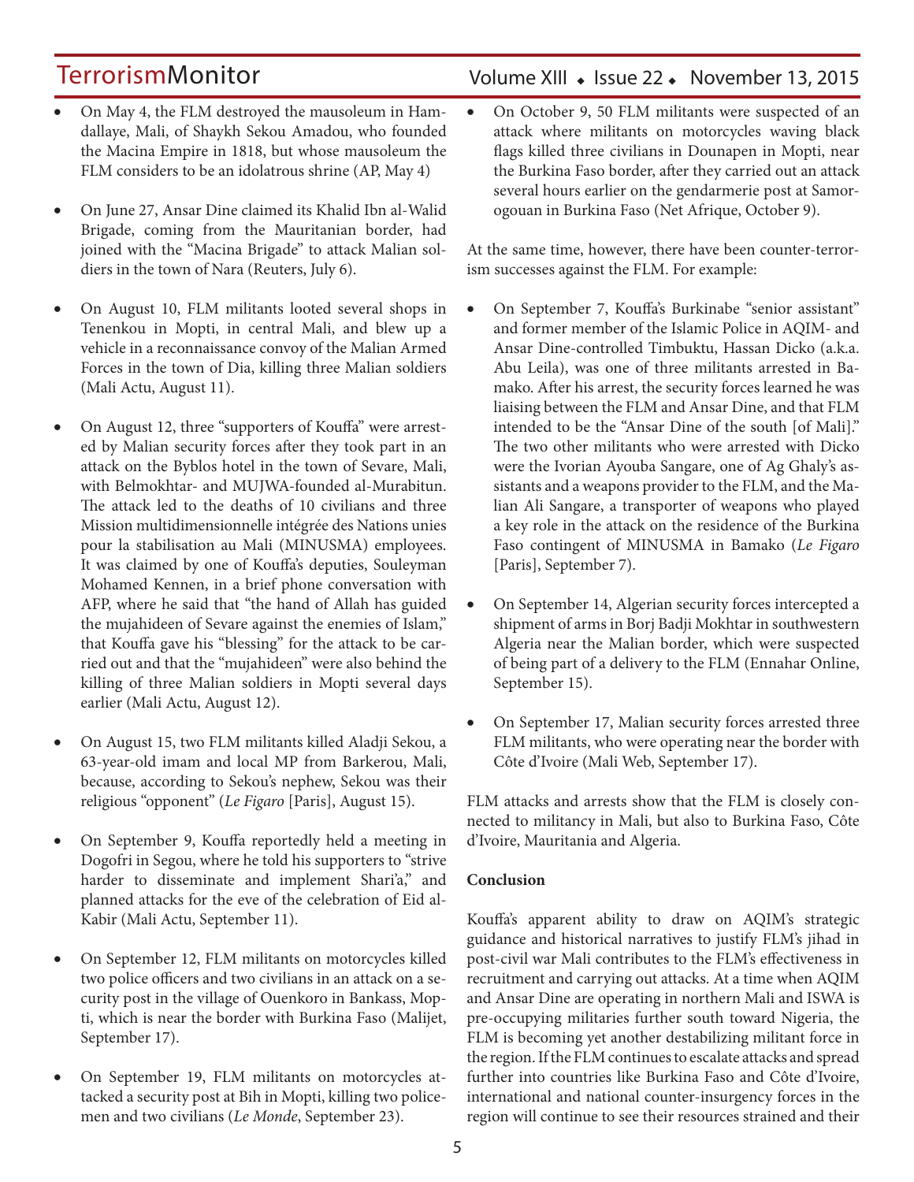- On May 4, the FLM destroyed the mausoleum in Hamdallaye, Mali, of Shaykh Sekou Amadou, who founded the Macina Empire in 1818, but whose mausoleum the FLM considers to be an idolatrous shrine (AP, May 4)

- On June 27, Ansar Dine claimed its Khalid Ibn al-Walid Brigade, coming from the Mauritanian border, had joined with the "Macina Brigade" to attack Malian soldiers in the town of Nara (Reuters, July 6).

- On August 10, FLM militants looted several shops in Tenenkou in Mopti, in central Mali, and blew up a vehicle in a reconnaissance convoy of the Malian Armed Forces in the town of Dia, killing three Malian soldiers (Mali Actu, August 11).

- On August 12, three "supporters of Kouffa" were arrested by Malian security forces after they took part in an attack on the Byblos hotel in the town of Sevare, Mali, with Belmokhtar- and MUJWA-founded al-Murabitun. The attack led to the deaths of 10 civilians and three Mission multidimensionnelle intégrée des Nations unies pour la stabilisation au Mali (MINUSMA) employees. It was claimed by one of Kouffa's deputies, Souleyman Mohamed Kennen, in a brief phone conversation with AFP, where he said that "the hand of Allah has guided the mujahideen of Sevare against the enemies of Islam," that Kouffa gave his "blessing" for the attack to be carried out and that the "mujahideen" were also behind the killing of three Malian soldiers in Mopti several days earlier (Mali Actu, August 12).

- On August 15, two FLM militants killed Aladji Sekou, a 63-year-old imam and local MP from Barkerou, Mali, because, according to Sekou's nephew, Sekou was their religious "opponent" (*Le Figaro* [Paris], August 15).

- On September 9, Kouffa reportedly held a meeting in Dogofri in Segou, where he told his supporters to "strive harder to disseminate and implement Shari'a," and planned attacks for the eve of the celebration of Eid al-Kabir (Mali Actu, September 11).

- On September 12, FLM militants on motorcycles killed two police officers and two civilians in an attack on a security post in the village of Ouenkoro in Bankass, Mopti, which is near the border with Burkina Faso (Malijet, September 17).

- On September 19, FLM militants on motorcycles attacked a security post at Bih in Mopti, killing two policemen and two civilians (*Le Monde*, September 23).

- On October 9, 50 FLM militants were suspected of an attack where militants on motorcycles waving black flags killed three civilians in Dounapen in Mopti, near the Burkina Faso border, after they carried out an attack several hours earlier on the gendarmerie post at Samorogouan in Burkina Faso (Net Afrique, October 9).

At the same time, however, there have been counter-terrorism successes against the FLM. For example:

- On September 7, Kouffa's Burkinabe "senior assistant" and former member of the Islamic Police in AQIM- and Ansar Dine-controlled Timbuktu, Hassan Dicko (a.k.a. Abu Leila), was one of three militants arrested in Bamako. After his arrest, the security forces learned he was liaising between the FLM and Ansar Dine, and that FLM intended to be the "Ansar Dine of the south [of Mali]." The two other militants who were arrested with Dicko were the Ivorian Ayouba Sangare, one of Ag Ghaly's assistants and a weapons provider to the FLM, and the Malian Ali Sangare, a transporter of weapons who played a key role in the attack on the residence of the Burkina Faso contingent of MINUSMA in Bamako (*Le Figaro* [Paris], September 7).

- On September 14, Algerian security forces intercepted a shipment of arms in Borj Badji Mokhtar in southwestern Algeria near the Malian border, which were suspected of being part of a delivery to the FLM (Ennahar Online, September 15).

- On September 17, Malian security forces arrested three FLM militants, who were operating near the border with Côte d'Ivoire (Mali Web, September 17).

FLM attacks and arrests show that the FLM is closely connected to militancy in Mali, but also to Burkina Faso, Côte d'Ivoire, Mauritania and Algeria.

**Conclusion**

Kouffa's apparent ability to draw on AQIM's strategic guidance and historical narratives to justify FLM's jihad in post-civil war Mali contributes to the FLM's effectiveness in recruitment and carrying out attacks. At a time when AQIM and Ansar Dine are operating in northern Mali and ISWA is pre-occupying militaries further south toward Nigeria, the FLM is becoming yet another destabilizing militant force in the region. If the FLM continues to escalate attacks and spread further into countries like Burkina Faso and Côte d'Ivoire, international and national counter-insurgency forces in the region will continue to see their resources strained and their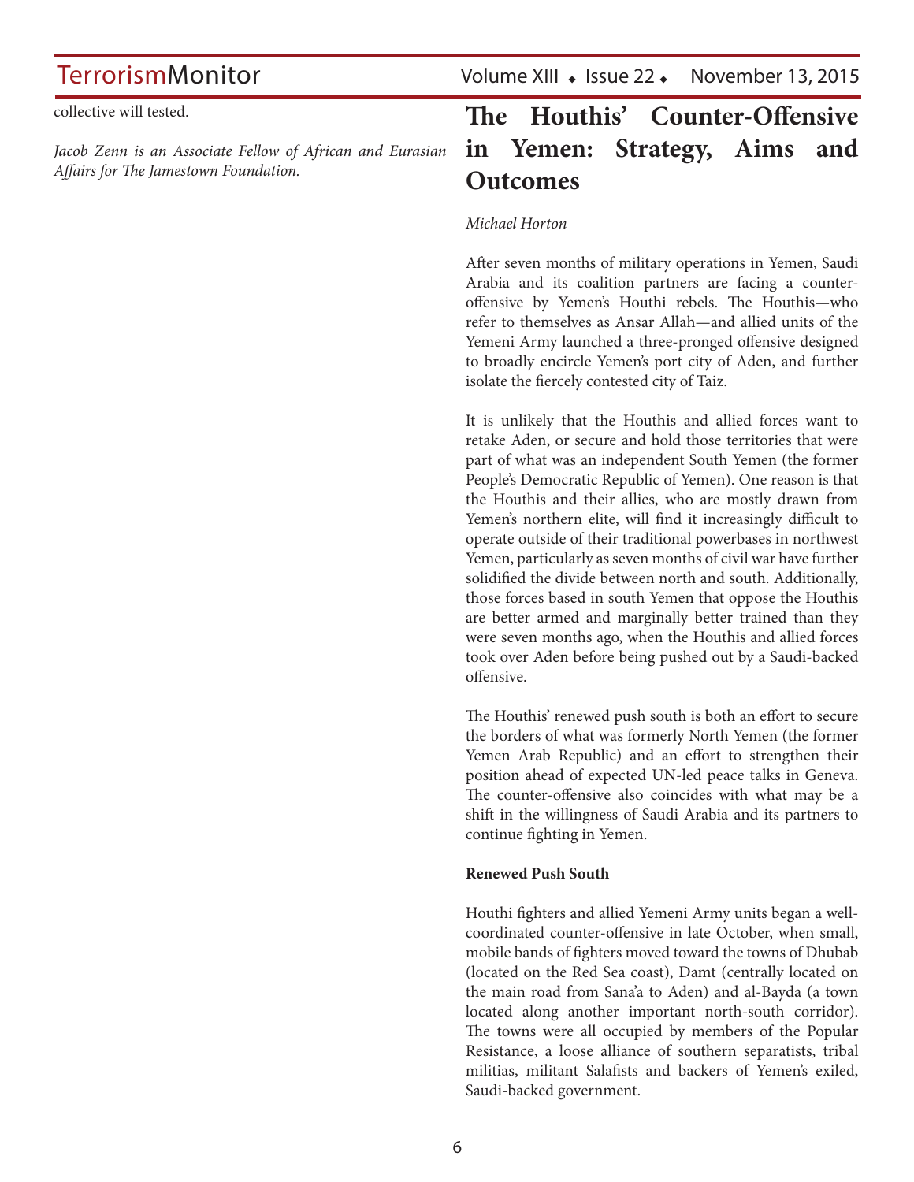collective will tested.

*Jacob Zenn is an Associate Fellow of African and Eurasian Affairs for The Jamestown Foundation.*

# The Houthis' Counter-Offensive in Yemen: Strategy, Aims and Outcomes

*Michael Horton*

After seven months of military operations in Yemen, Saudi Arabia and its coalition partners are facing a counter-offensive by Yemen's Houthi rebels. The Houthis—who refer to themselves as Ansar Allah—and allied units of the Yemeni Army launched a three-pronged offensive designed to broadly encircle Yemen's port city of Aden, and further isolate the fiercely contested city of Taiz.

It is unlikely that the Houthis and allied forces want to retake Aden, or secure and hold those territories that were part of what was an independent South Yemen (the former People's Democratic Republic of Yemen). One reason is that the Houthis and their allies, who are mostly drawn from Yemen's northern elite, will find it increasingly difficult to operate outside of their traditional powerbases in northwest Yemen, particularly as seven months of civil war have further solidified the divide between north and south. Additionally, those forces based in south Yemen that oppose the Houthis are better armed and marginally better trained than they were seven months ago, when the Houthis and allied forces took over Aden before being pushed out by a Saudi-backed offensive.

The Houthis' renewed push south is both an effort to secure the borders of what was formerly North Yemen (the former Yemen Arab Republic) and an effort to strengthen their position ahead of expected UN-led peace talks in Geneva. The counter-offensive also coincides with what may be a shift in the willingness of Saudi Arabia and its partners to continue fighting in Yemen.

**Renewed Push South**

Houthi fighters and allied Yemeni Army units began a well-coordinated counter-offensive in late October, when small, mobile bands of fighters moved toward the towns of Dhubab (located on the Red Sea coast), Damt (centrally located on the main road from Sana'a to Aden) and al-Bayda (a town located along another important north-south corridor). The towns were all occupied by members of the Popular Resistance, a loose alliance of southern separatists, tribal militias, militant Salafists and backers of Yemen's exiled, Saudi-backed government.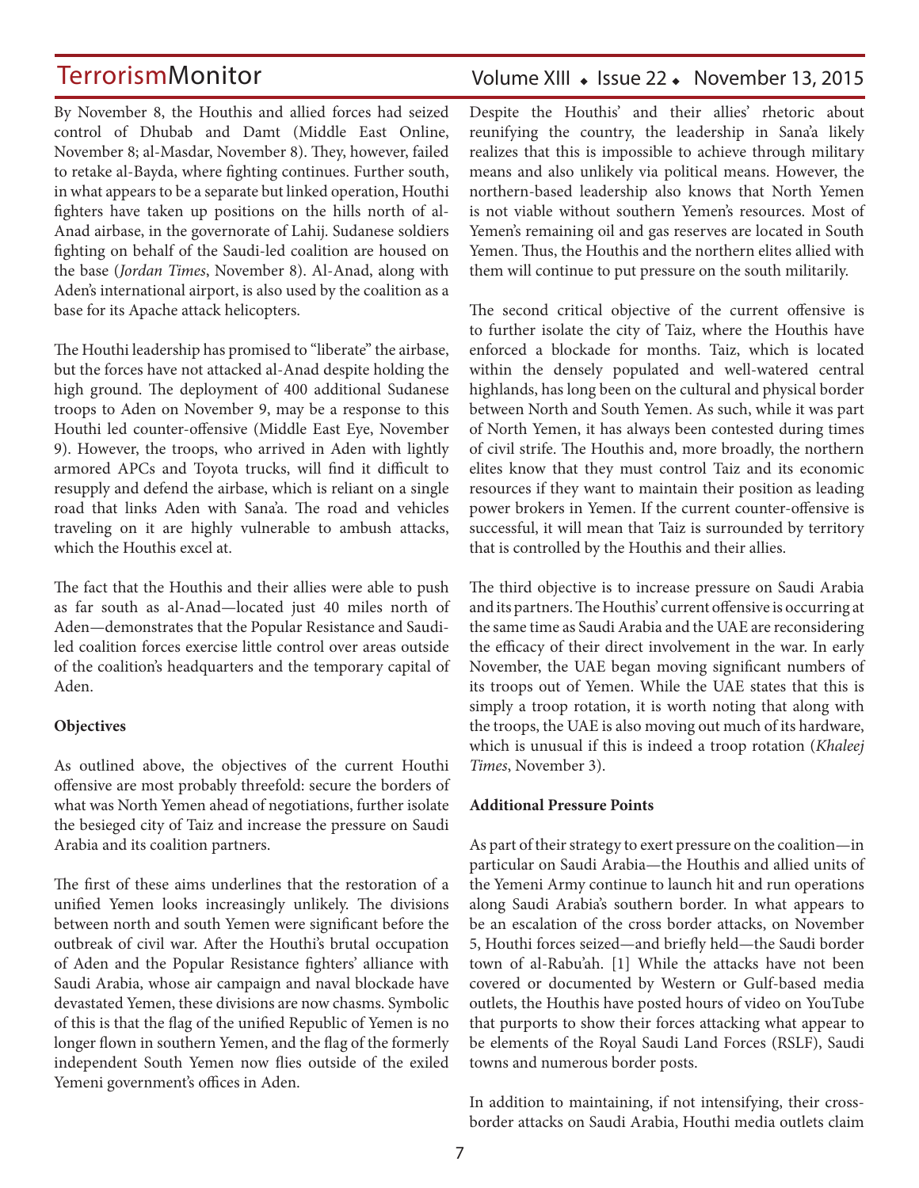By November 8, the Houthis and allied forces had seized control of Dhubab and Damt (Middle East Online, November 8; al-Masdar, November 8). They, however, failed to retake al-Bayda, where fighting continues. Further south, in what appears to be a separate but linked operation, Houthi fighters have taken up positions on the hills north of al-Anad airbase, in the governorate of Lahij. Sudanese soldiers fighting on behalf of the Saudi-led coalition are housed on the base (*Jordan Times*, November 8). Al-Anad, along with Aden's international airport, is also used by the coalition as a base for its Apache attack helicopters.

The Houthi leadership has promised to "liberate" the airbase, but the forces have not attacked al-Anad despite holding the high ground. The deployment of 400 additional Sudanese troops to Aden on November 9, may be a response to this Houthi led counter-offensive (Middle East Eye, November 9). However, the troops, who arrived in Aden with lightly armored APCs and Toyota trucks, will find it difficult to resupply and defend the airbase, which is reliant on a single road that links Aden with Sana'a. The road and vehicles traveling on it are highly vulnerable to ambush attacks, which the Houthis excel at.

The fact that the Houthis and their allies were able to push as far south as al-Anad—located just 40 miles north of Aden—demonstrates that the Popular Resistance and Saudi-led coalition forces exercise little control over areas outside of the coalition's headquarters and the temporary capital of Aden.

**Objectives**

As outlined above, the objectives of the current Houthi offensive are most probably threefold: secure the borders of what was North Yemen ahead of negotiations, further isolate the besieged city of Taiz and increase the pressure on Saudi Arabia and its coalition partners.

The first of these aims underlines that the restoration of a unified Yemen looks increasingly unlikely. The divisions between north and south Yemen were significant before the outbreak of civil war. After the Houthi's brutal occupation of Aden and the Popular Resistance fighters' alliance with Saudi Arabia, whose air campaign and naval blockade have devastated Yemen, these divisions are now chasms. Symbolic of this is that the flag of the unified Republic of Yemen is no longer flown in southern Yemen, and the flag of the formerly independent South Yemen now flies outside of the exiled Yemeni government's offices in Aden.

Despite the Houthis' and their allies' rhetoric about reunifying the country, the leadership in Sana'a likely realizes that this is impossible to achieve through military means and also unlikely via political means. However, the northern-based leadership also knows that North Yemen is not viable without southern Yemen's resources. Most of Yemen's remaining oil and gas reserves are located in South Yemen. Thus, the Houthis and the northern elites allied with them will continue to put pressure on the south militarily.

The second critical objective of the current offensive is to further isolate the city of Taiz, where the Houthis have enforced a blockade for months. Taiz, which is located within the densely populated and well-watered central highlands, has long been on the cultural and physical border between North and South Yemen. As such, while it was part of North Yemen, it has always been contested during times of civil strife. The Houthis and, more broadly, the northern elites know that they must control Taiz and its economic resources if they want to maintain their position as leading power brokers in Yemen. If the current counter-offensive is successful, it will mean that Taiz is surrounded by territory that is controlled by the Houthis and their allies.

The third objective is to increase pressure on Saudi Arabia and its partners. The Houthis' current offensive is occurring at the same time as Saudi Arabia and the UAE are reconsidering the efficacy of their direct involvement in the war. In early November, the UAE began moving significant numbers of its troops out of Yemen. While the UAE states that this is simply a troop rotation, it is worth noting that along with the troops, the UAE is also moving out much of its hardware, which is unusual if this is indeed a troop rotation (*Khaleej Times*, November 3).

**Additional Pressure Points**

As part of their strategy to exert pressure on the coalition—in particular on Saudi Arabia—the Houthis and allied units of the Yemeni Army continue to launch hit and run operations along Saudi Arabia's southern border. In what appears to be an escalation of the cross border attacks, on November 5, Houthi forces seized—and briefly held—the Saudi border town of al-Rabu'ah. [1] While the attacks have not been covered or documented by Western or Gulf-based media outlets, the Houthis have posted hours of video on YouTube that purports to show their forces attacking what appear to be elements of the Royal Saudi Land Forces (RSLF), Saudi towns and numerous border posts.

In addition to maintaining, if not intensifying, their cross-border attacks on Saudi Arabia, Houthi media outlets claim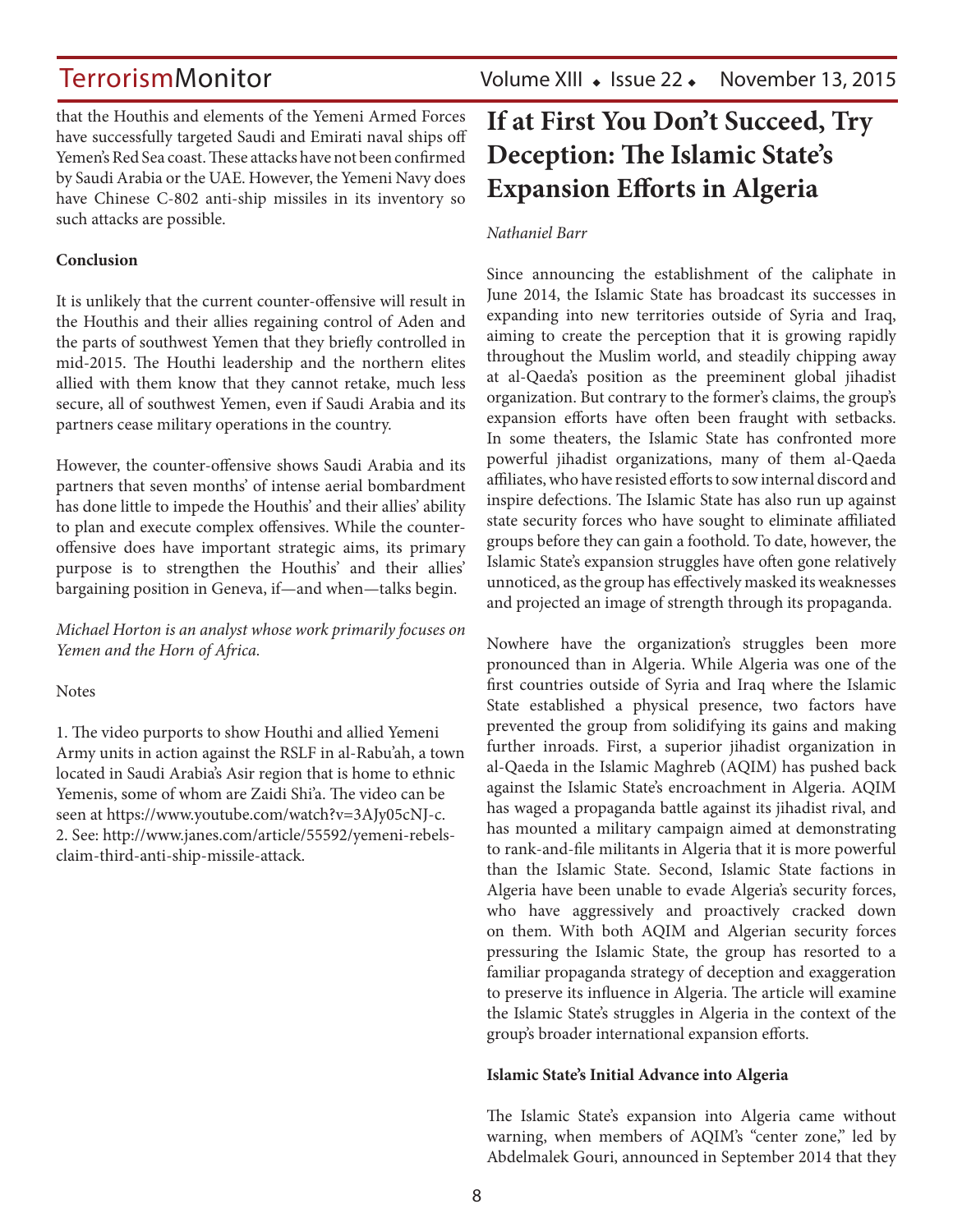that the Houthis and elements of the Yemeni Armed Forces have successfully targeted Saudi and Emirati naval ships off Yemen's Red Sea coast. These attacks have not been confirmed by Saudi Arabia or the UAE. However, the Yemeni Navy does have Chinese C-802 anti-ship missiles in its inventory so such attacks are possible.

**Conclusion**

It is unlikely that the current counter-offensive will result in the Houthis and their allies regaining control of Aden and the parts of southwest Yemen that they briefly controlled in mid-2015. The Houthi leadership and the northern elites allied with them know that they cannot retake, much less secure, all of southwest Yemen, even if Saudi Arabia and its partners cease military operations in the country.

However, the counter-offensive shows Saudi Arabia and its partners that seven months' of intense aerial bombardment has done little to impede the Houthis' and their allies' ability to plan and execute complex offensives. While the counter-offensive does have important strategic aims, its primary purpose is to strengthen the Houthis' and their allies' bargaining position in Geneva, if—and when—talks begin.

*Michael Horton is an analyst whose work primarily focuses on Yemen and the Horn of Africa.*

Notes

1. The video purports to show Houthi and allied Yemeni Army units in action against the RSLF in al-Rabu'ah, a town located in Saudi Arabia's Asir region that is home to ethnic Yemenis, some of whom are Zaidi Shi'a. The video can be seen at https://www.youtube.com/watch?v=3AJy05cNJ-c.
2. See: http://www.janes.com/article/55592/yemeni-rebels-claim-third-anti-ship-missile-attack.

# If at First You Don't Succeed, Try Deception: The Islamic State's Expansion Efforts in Algeria

*Nathaniel Barr*

Since announcing the establishment of the caliphate in June 2014, the Islamic State has broadcast its successes in expanding into new territories outside of Syria and Iraq, aiming to create the perception that it is growing rapidly throughout the Muslim world, and steadily chipping away at al-Qaeda's position as the preeminent global jihadist organization. But contrary to the former's claims, the group's expansion efforts have often been fraught with setbacks. In some theaters, the Islamic State has confronted more powerful jihadist organizations, many of them al-Qaeda affiliates, who have resisted efforts to sow internal discord and inspire defections. The Islamic State has also run up against state security forces who have sought to eliminate affiliated groups before they can gain a foothold. To date, however, the Islamic State's expansion struggles have often gone relatively unnoticed, as the group has effectively masked its weaknesses and projected an image of strength through its propaganda.

Nowhere have the organization's struggles been more pronounced than in Algeria. While Algeria was one of the first countries outside of Syria and Iraq where the Islamic State established a physical presence, two factors have prevented the group from solidifying its gains and making further inroads. First, a superior jihadist organization in al-Qaeda in the Islamic Maghreb (AQIM) has pushed back against the Islamic State's encroachment in Algeria. AQIM has waged a propaganda battle against its jihadist rival, and has mounted a military campaign aimed at demonstrating to rank-and-file militants in Algeria that it is more powerful than the Islamic State. Second, Islamic State factions in Algeria have been unable to evade Algeria's security forces, who have aggressively and proactively cracked down on them. With both AQIM and Algerian security forces pressuring the Islamic State, the group has resorted to a familiar propaganda strategy of deception and exaggeration to preserve its influence in Algeria. The article will examine the Islamic State's struggles in Algeria in the context of the group's broader international expansion efforts.

**Islamic State's Initial Advance into Algeria**

The Islamic State's expansion into Algeria came without warning, when members of AQIM's "center zone," led by Abdelmalek Gouri, announced in September 2014 that they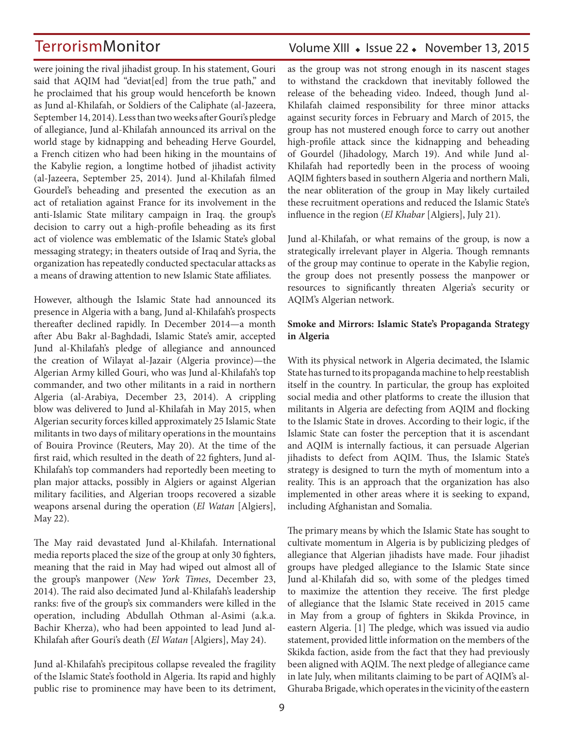were joining the rival jihadist group. In his statement, Gouri said that AQIM had "deviat[ed] from the true path," and he proclaimed that his group would henceforth be known as Jund al-Khilafah, or Soldiers of the Caliphate (al-Jazeera, September 14, 2014). Less than two weeks after Gouri's pledge of allegiance, Jund al-Khilafah announced its arrival on the world stage by kidnapping and beheading Herve Gourdel, a French citizen who had been hiking in the mountains of the Kabylie region, a longtime hotbed of jihadist activity (al-Jazeera, September 25, 2014). Jund al-Khilafah filmed Gourdel's beheading and presented the execution as an act of retaliation against France for its involvement in the anti-Islamic State military campaign in Iraq. the group's decision to carry out a high-profile beheading as its first act of violence was emblematic of the Islamic State's global messaging strategy; in theaters outside of Iraq and Syria, the organization has repeatedly conducted spectacular attacks as a means of drawing attention to new Islamic State affiliates.

However, although the Islamic State had announced its presence in Algeria with a bang, Jund al-Khilafah's prospects thereafter declined rapidly. In December 2014—a month after Abu Bakr al-Baghdadi, Islamic State's amir, accepted Jund al-Khilafah's pledge of allegiance and announced the creation of Wilayat al-Jazair (Algeria province)—the Algerian Army killed Gouri, who was Jund al-Khilafah's top commander, and two other militants in a raid in northern Algeria (al-Arabiya, December 23, 2014). A crippling blow was delivered to Jund al-Khilafah in May 2015, when Algerian security forces killed approximately 25 Islamic State militants in two days of military operations in the mountains of Bouira Province (Reuters, May 20). At the time of the first raid, which resulted in the death of 22 fighters, Jund al-Khilafah's top commanders had reportedly been meeting to plan major attacks, possibly in Algiers or against Algerian military facilities, and Algerian troops recovered a sizable weapons arsenal during the operation (*El Watan* [Algiers], May 22).

The May raid devastated Jund al-Khilafah. International media reports placed the size of the group at only 30 fighters, meaning that the raid in May had wiped out almost all of the group's manpower (*New York Times*, December 23, 2014). The raid also decimated Jund al-Khilafah's leadership ranks: five of the group's six commanders were killed in the operation, including Abdullah Othman al-Asimi (a.k.a. Bachir Kherza), who had been appointed to lead Jund al-Khilafah after Gouri's death (*El Watan* [Algiers], May 24).

Jund al-Khilafah's precipitous collapse revealed the fragility of the Islamic State's foothold in Algeria. Its rapid and highly public rise to prominence may have been to its detriment, as the group was not strong enough in its nascent stages to withstand the crackdown that inevitably followed the release of the beheading video. Indeed, though Jund al-Khilafah claimed responsibility for three minor attacks against security forces in February and March of 2015, the group has not mustered enough force to carry out another high-profile attack since the kidnapping and beheading of Gourdel (Jihadology, March 19). And while Jund al-Khilafah had reportedly been in the process of wooing AQIM fighters based in southern Algeria and northern Mali, the near obliteration of the group in May likely curtailed these recruitment operations and reduced the Islamic State's influence in the region (*El Khabar* [Algiers], July 21).

Jund al-Khilafah, or what remains of the group, is now a strategically irrelevant player in Algeria. Though remnants of the group may continue to operate in the Kabylie region, the group does not presently possess the manpower or resources to significantly threaten Algeria's security or AQIM's Algerian network.

**Smoke and Mirrors: Islamic State's Propaganda Strategy in Algeria**

With its physical network in Algeria decimated, the Islamic State has turned to its propaganda machine to help reestablish itself in the country. In particular, the group has exploited social media and other platforms to create the illusion that militants in Algeria are defecting from AQIM and flocking to the Islamic State in droves. According to their logic, if the Islamic State can foster the perception that it is ascendant and AQIM is internally factious, it can persuade Algerian jihadists to defect from AQIM. Thus, the Islamic State's strategy is designed to turn the myth of momentum into a reality. This is an approach that the organization has also implemented in other areas where it is seeking to expand, including Afghanistan and Somalia.

The primary means by which the Islamic State has sought to cultivate momentum in Algeria is by publicizing pledges of allegiance that Algerian jihadists have made. Four jihadist groups have pledged allegiance to the Islamic State since Jund al-Khilafah did so, with some of the pledges timed to maximize the attention they receive. The first pledge of allegiance that the Islamic State received in 2015 came in May from a group of fighters in Skikda Province, in eastern Algeria. [1] The pledge, which was issued via audio statement, provided little information on the members of the Skikda faction, aside from the fact that they had previously been aligned with AQIM. The next pledge of allegiance came in late July, when militants claiming to be part of AQIM's al-Ghuraba Brigade, which operates in the vicinity of the eastern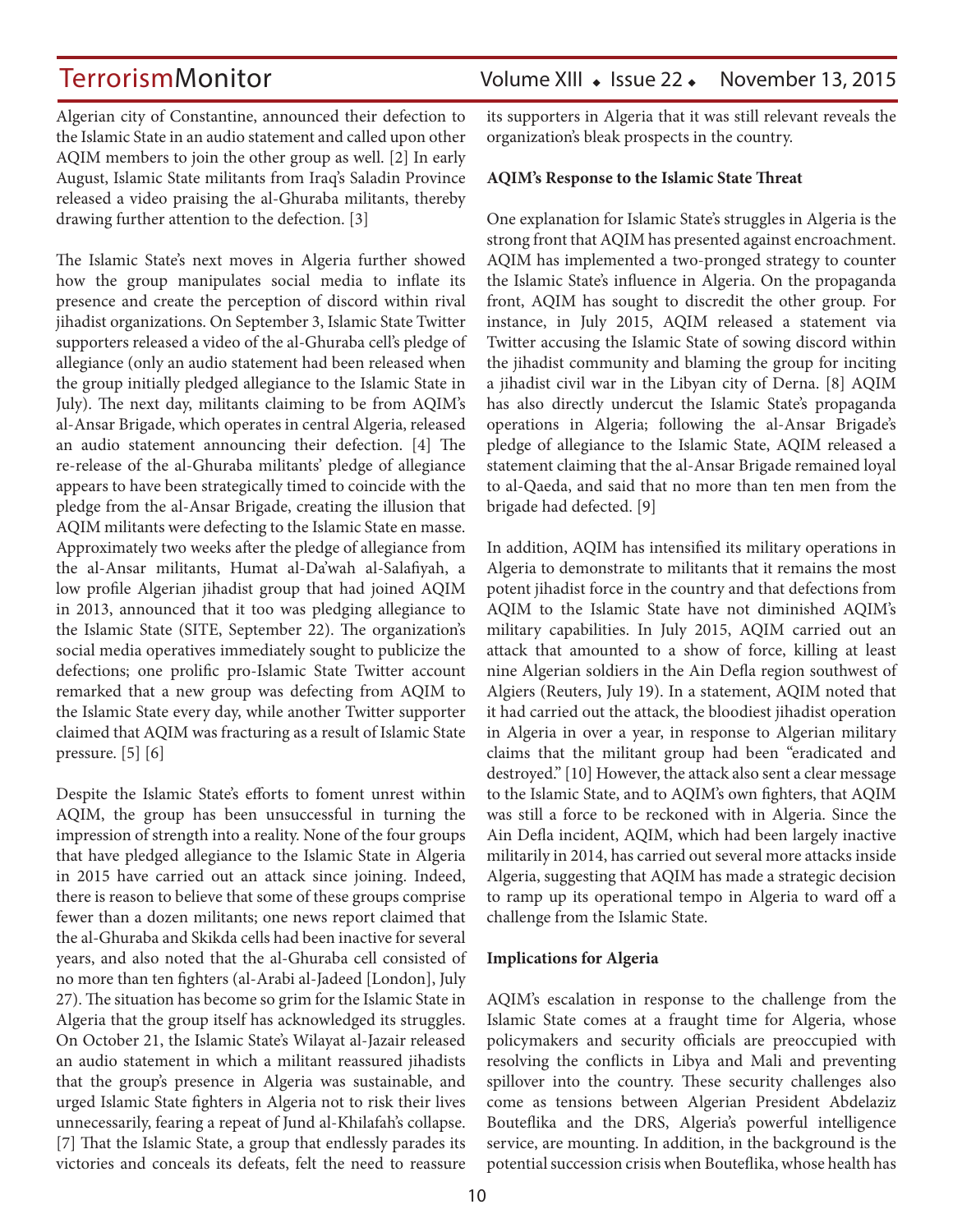Algerian city of Constantine, announced their defection to the Islamic State in an audio statement and called upon other AQIM members to join the other group as well. [2] In early August, Islamic State militants from Iraq's Saladin Province released a video praising the al-Ghuraba militants, thereby drawing further attention to the defection. [3]

The Islamic State's next moves in Algeria further showed how the group manipulates social media to inflate its presence and create the perception of discord within rival jihadist organizations. On September 3, Islamic State Twitter supporters released a video of the al-Ghuraba cell's pledge of allegiance (only an audio statement had been released when the group initially pledged allegiance to the Islamic State in July). The next day, militants claiming to be from AQIM's al-Ansar Brigade, which operates in central Algeria, released an audio statement announcing their defection. [4] The re-release of the al-Ghuraba militants' pledge of allegiance appears to have been strategically timed to coincide with the pledge from the al-Ansar Brigade, creating the illusion that AQIM militants were defecting to the Islamic State en masse. Approximately two weeks after the pledge of allegiance from the al-Ansar militants, Humat al-Da'wah al-Salafiyah, a low profile Algerian jihadist group that had joined AQIM in 2013, announced that it too was pledging allegiance to the Islamic State (SITE, September 22). The organization's social media operatives immediately sought to publicize the defections; one prolific pro-Islamic State Twitter account remarked that a new group was defecting from AQIM to the Islamic State every day, while another Twitter supporter claimed that AQIM was fracturing as a result of Islamic State pressure. [5] [6]

Despite the Islamic State's efforts to foment unrest within AQIM, the group has been unsuccessful in turning the impression of strength into a reality. None of the four groups that have pledged allegiance to the Islamic State in Algeria in 2015 have carried out an attack since joining. Indeed, there is reason to believe that some of these groups comprise fewer than a dozen militants; one news report claimed that the al-Ghuraba and Skikda cells had been inactive for several years, and also noted that the al-Ghuraba cell consisted of no more than ten fighters (al-Arabi al-Jadeed [London], July 27). The situation has become so grim for the Islamic State in Algeria that the group itself has acknowledged its struggles. On October 21, the Islamic State's Wilayat al-Jazair released an audio statement in which a militant reassured jihadists that the group's presence in Algeria was sustainable, and urged Islamic State fighters in Algeria not to risk their lives unnecessarily, fearing a repeat of Jund al-Khilafah's collapse. [7] That the Islamic State, a group that endlessly parades its victories and conceals its defeats, felt the need to reassure its supporters in Algeria that it was still relevant reveals the organization's bleak prospects in the country.

**AQIM's Response to the Islamic State Threat**

One explanation for Islamic State's struggles in Algeria is the strong front that AQIM has presented against encroachment. AQIM has implemented a two-pronged strategy to counter the Islamic State's influence in Algeria. On the propaganda front, AQIM has sought to discredit the other group. For instance, in July 2015, AQIM released a statement via Twitter accusing the Islamic State of sowing discord within the jihadist community and blaming the group for inciting a jihadist civil war in the Libyan city of Derna. [8] AQIM has also directly undercut the Islamic State's propaganda operations in Algeria; following the al-Ansar Brigade's pledge of allegiance to the Islamic State, AQIM released a statement claiming that the al-Ansar Brigade remained loyal to al-Qaeda, and said that no more than ten men from the brigade had defected. [9]

In addition, AQIM has intensified its military operations in Algeria to demonstrate to militants that it remains the most potent jihadist force in the country and that defections from AQIM to the Islamic State have not diminished AQIM's military capabilities. In July 2015, AQIM carried out an attack that amounted to a show of force, killing at least nine Algerian soldiers in the Ain Defla region southwest of Algiers (Reuters, July 19). In a statement, AQIM noted that it had carried out the attack, the bloodiest jihadist operation in Algeria in over a year, in response to Algerian military claims that the militant group had been "eradicated and destroyed." [10] However, the attack also sent a clear message to the Islamic State, and to AQIM's own fighters, that AQIM was still a force to be reckoned with in Algeria. Since the Ain Defla incident, AQIM, which had been largely inactive militarily in 2014, has carried out several more attacks inside Algeria, suggesting that AQIM has made a strategic decision to ramp up its operational tempo in Algeria to ward off a challenge from the Islamic State.

**Implications for Algeria**

AQIM's escalation in response to the challenge from the Islamic State comes at a fraught time for Algeria, whose policymakers and security officials are preoccupied with resolving the conflicts in Libya and Mali and preventing spillover into the country. These security challenges also come as tensions between Algerian President Abdelaziz Bouteflika and the DRS, Algeria's powerful intelligence service, are mounting. In addition, in the background is the potential succession crisis when Bouteflika, whose health has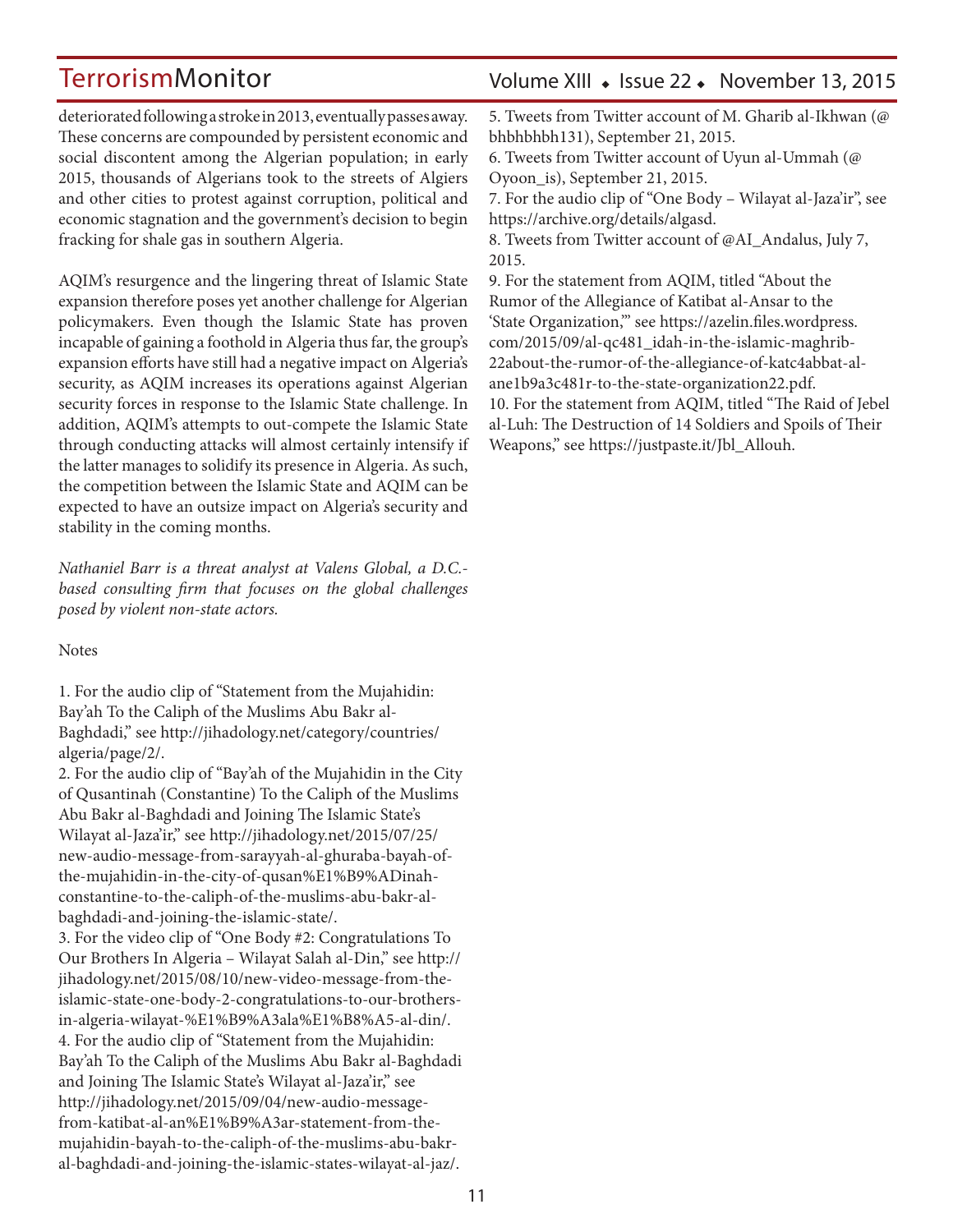deteriorated following a stroke in 2013, eventually passes away. These concerns are compounded by persistent economic and social discontent among the Algerian population; in early 2015, thousands of Algerians took to the streets of Algiers and other cities to protest against corruption, political and economic stagnation and the government's decision to begin fracking for shale gas in southern Algeria.

AQIM's resurgence and the lingering threat of Islamic State expansion therefore poses yet another challenge for Algerian policymakers. Even though the Islamic State has proven incapable of gaining a foothold in Algeria thus far, the group's expansion efforts have still had a negative impact on Algeria's security, as AQIM increases its operations against Algerian security forces in response to the Islamic State challenge. In addition, AQIM's attempts to out-compete the Islamic State through conducting attacks will almost certainly intensify if the latter manages to solidify its presence in Algeria. As such, the competition between the Islamic State and AQIM can be expected to have an outsize impact on Algeria's security and stability in the coming months.

*Nathaniel Barr is a threat analyst at Valens Global, a D.C.-based consulting firm that focuses on the global challenges posed by violent non-state actors.*

Notes

1. For the audio clip of "Statement from the Mujahidin: Bay'ah To the Caliph of the Muslims Abu Bakr al-Baghdadi," see http://jihadology.net/category/countries/algeria/page/2/.
2. For the audio clip of "Bay'ah of the Mujahidin in the City of Qusantinah (Constantine) To the Caliph of the Muslims Abu Bakr al-Baghdadi and Joining The Islamic State's Wilayat al-Jaza'ir," see http://jihadology.net/2015/07/25/new-audio-message-from-sarayyah-al-ghuraba-bayah-of-the-mujahidin-in-the-city-of-qusan%E1%B9%ADinah-constantine-to-the-caliph-of-the-muslims-abu-bakr-al-baghdadi-and-joining-the-islamic-state/.
3. For the video clip of "One Body #2: Congratulations To Our Brothers In Algeria – Wilayat Salah al-Din," see http://jihadology.net/2015/08/10/new-video-message-from-the-islamic-state-one-body-2-congratulations-to-our-brothers-in-algeria-wilayat-%E1%B9%A3ala%E1%B8%A5-al-din/.
4. For the audio clip of "Statement from the Mujahidin: Bay'ah To the Caliph of the Muslims Abu Bakr al-Baghdadi and Joining The Islamic State's Wilayat al-Jaza'ir," see http://jihadology.net/2015/09/04/new-audio-message-from-katibat-al-an%E1%B9%A3ar-statement-from-the-mujahidin-bayah-to-the-caliph-of-the-muslims-abu-bakr-al-baghdadi-and-joining-the-islamic-states-wilayat-al-jaz/.
5. Tweets from Twitter account of M. Gharib al-Ikhwan (@bhbhbhbh131), September 21, 2015.
6. Tweets from Twitter account of Uyun al-Ummah (@Oyoon_is), September 21, 2015.
7. For the audio clip of "One Body – Wilayat al-Jaza'ir", see https://archive.org/details/algasd.
8. Tweets from Twitter account of @AI_Andalus, July 7, 2015.
9. For the statement from AQIM, titled "About the Rumor of the Allegiance of Katibat al-Ansar to the 'State Organization,'" see https://azelin.files.wordpress.com/2015/09/al-qc481_idah-in-the-islamic-maghrib-22about-the-rumor-of-the-allegiance-of-katc4abbat-al-ane1b9a3c481r-to-the-state-organization22.pdf.
10. For the statement from AQIM, titled "The Raid of Jebel al-Luh: The Destruction of 14 Soldiers and Spoils of Their Weapons," see https://justpaste.it/Jbl_Allouh.